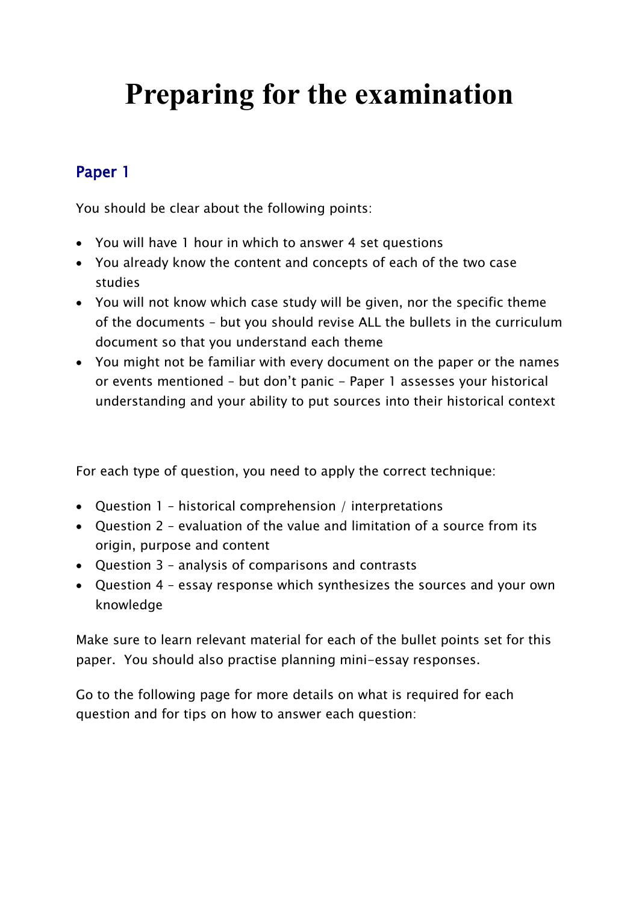# Preparing for the examination

## Paper 1

You should be clear about the following points:

- You will have 1 hour in which to answer 4 set questions
- You already know the content and concepts of each of the two case studies
- You will not know which case study will be given, nor the specific theme of the documents – but you should revise ALL the bullets in the curriculum document so that you understand each theme
- You might not be familiar with every document on the paper or the names or events mentioned – but don't panic - Paper 1 assesses your historical understanding and your ability to put sources into their historical context

For each type of question, you need to apply the correct technique:

- Question 1 – historical comprehension / interpretations
- Question 2 – evaluation of the value and limitation of a source from its origin, purpose and content
- Question 3 – analysis of comparisons and contrasts
- Question 4 – essay response which synthesizes the sources and your own knowledge

Make sure to learn relevant material for each of the bullet points set for this paper. You should also practise planning mini-essay responses.

Go to the following page for more details on what is required for each question and for tips on how to answer each question: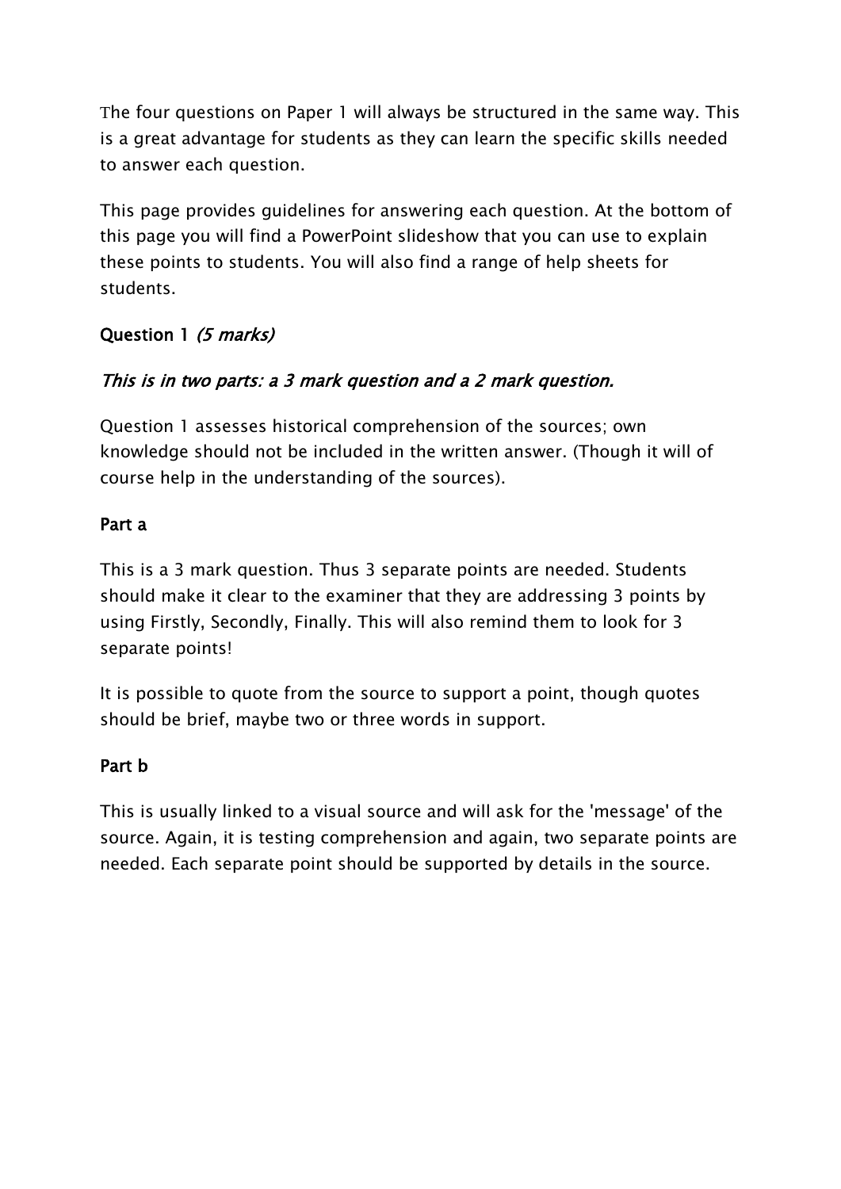The four questions on Paper 1 will always be structured in the same way. This is a great advantage for students as they can learn the specific skills needed to answer each question.

This page provides guidelines for answering each question. At the bottom of this page you will find a PowerPoint slideshow that you can use to explain these points to students. You will also find a range of help sheets for students.

### Question 1 *(5 marks)*

*This is in two parts: a 3 mark question and a 2 mark question.*

Question 1 assesses historical comprehension of the sources; own knowledge should not be included in the written answer. (Though it will of course help in the understanding of the sources).

#### Part a

This is a 3 mark question. Thus 3 separate points are needed. Students should make it clear to the examiner that they are addressing 3 points by using Firstly, Secondly, Finally. This will also remind them to look for 3 separate points!

It is possible to quote from the source to support a point, though quotes should be brief, maybe two or three words in support.

#### Part b

This is usually linked to a visual source and will ask for the 'message' of the source. Again, it is testing comprehension and again, two separate points are needed. Each separate point should be supported by details in the source.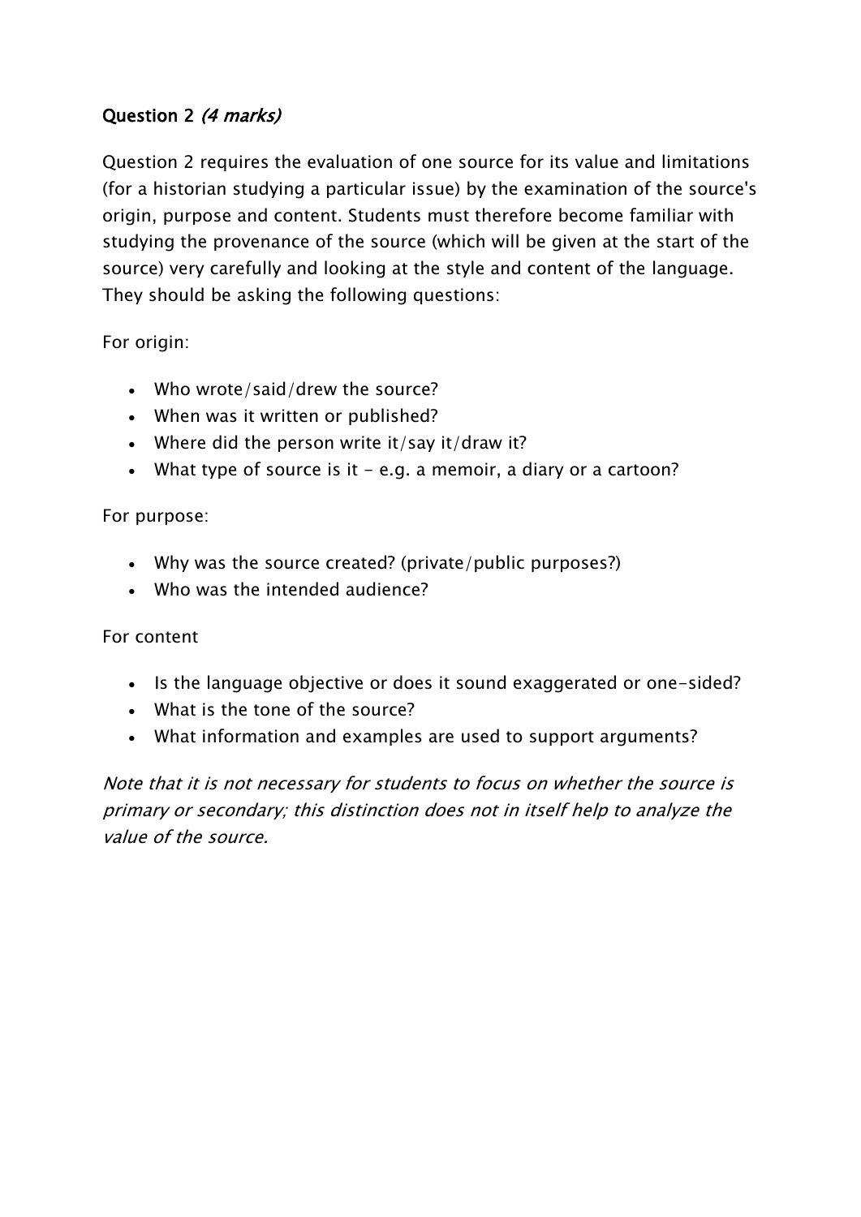## Question 2 *(4 marks)*

Question 2 requires the evaluation of one source for its value and limitations (for a historian studying a particular issue) by the examination of the source's origin, purpose and content. Students must therefore become familiar with studying the provenance of the source (which will be given at the start of the source) very carefully and looking at the style and content of the language. They should be asking the following questions:

For origin:

- Who wrote/said/drew the source?
- When was it written or published?
- Where did the person write it/say it/draw it?
- What type of source is it - e.g. a memoir, a diary or a cartoon?

For purpose:

- Why was the source created? (private/public purposes?)
- Who was the intended audience?

For content

- Is the language objective or does it sound exaggerated or one-sided?
- What is the tone of the source?
- What information and examples are used to support arguments?

*Note that it is not necessary for students to focus on whether the source is primary or secondary; this distinction does not in itself help to analyze the value of the source.*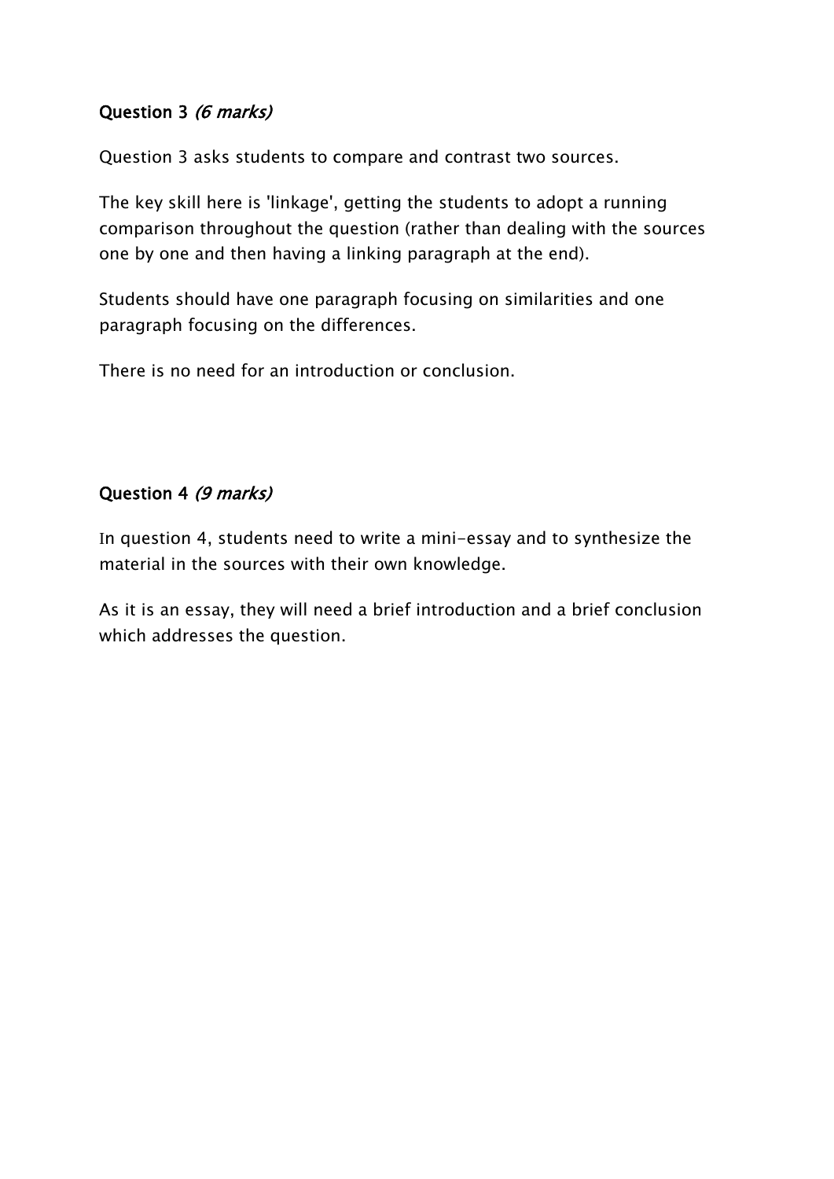## Question 3 *(6 marks)*

Question 3 asks students to compare and contrast two sources.

The key skill here is 'linkage', getting the students to adopt a running comparison throughout the question (rather than dealing with the sources one by one and then having a linking paragraph at the end).

Students should have one paragraph focusing on similarities and one paragraph focusing on the differences.

There is no need for an introduction or conclusion.

## Question 4 *(9 marks)*

In question 4, students need to write a mini-essay and to synthesize the material in the sources with their own knowledge.

As it is an essay, they will need a brief introduction and a brief conclusion which addresses the question.